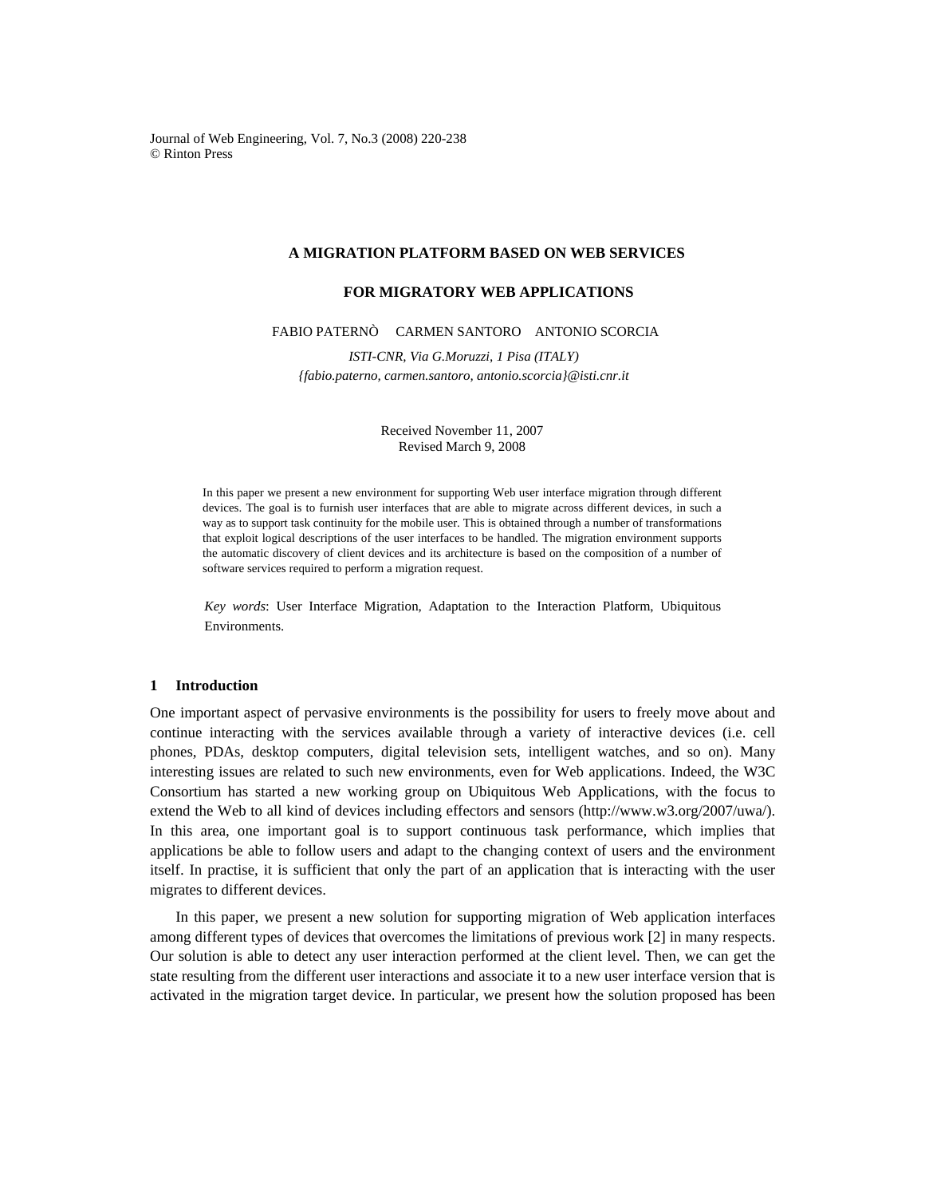Journal of Web Engineering, Vol. 7, No.3 (2008) 220-238
© Rinton Press

# A MIGRATION PLATFORM BASED ON WEB SERVICES FOR MIGRATORY WEB APPLICATIONS

FABIO PATERNÒ     CARMEN SANTORO     ANTONIO SCORCIA

*ISTI-CNR, Via G.Moruzzi, 1 Pisa (ITALY)*
*{fabio.paterno, carmen.santoro, antonio.scorcia}@isti.cnr.it*

Received November 11, 2007
Revised March 9, 2008

In this paper we present a new environment for supporting Web user interface migration through different devices. The goal is to furnish user interfaces that are able to migrate across different devices, in such a way as to support task continuity for the mobile user. This is obtained through a number of transformations that exploit logical descriptions of the user interfaces to be handled. The migration environment supports the automatic discovery of client devices and its architecture is based on the composition of a number of software services required to perform a migration request.

*Key words*: User Interface Migration, Adaptation to the Interaction Platform, Ubiquitous Environments.

## 1 Introduction

One important aspect of pervasive environments is the possibility for users to freely move about and continue interacting with the services available through a variety of interactive devices (i.e. cell phones, PDAs, desktop computers, digital television sets, intelligent watches, and so on). Many interesting issues are related to such new environments, even for Web applications. Indeed, the W3C Consortium has started a new working group on Ubiquitous Web Applications, with the focus to extend the Web to all kind of devices including effectors and sensors (http://www.w3.org/2007/uwa/). In this area, one important goal is to support continuous task performance, which implies that applications be able to follow users and adapt to the changing context of users and the environment itself. In practise, it is sufficient that only the part of an application that is interacting with the user migrates to different devices.

In this paper, we present a new solution for supporting migration of Web application interfaces among different types of devices that overcomes the limitations of previous work [2] in many respects. Our solution is able to detect any user interaction performed at the client level. Then, we can get the state resulting from the different user interactions and associate it to a new user interface version that is activated in the migration target device. In particular, we present how the solution proposed has been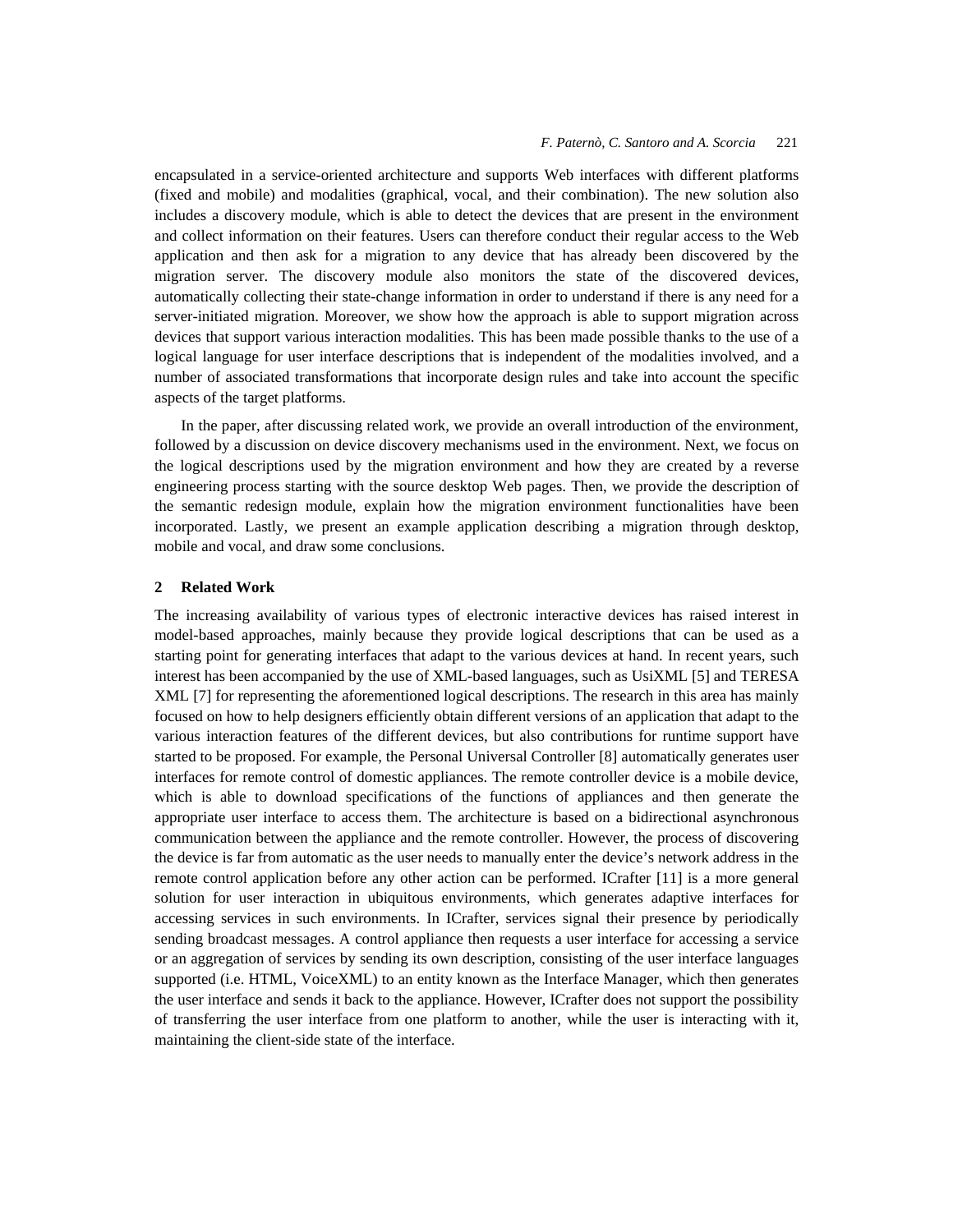encapsulated in a service-oriented architecture and supports Web interfaces with different platforms (fixed and mobile) and modalities (graphical, vocal, and their combination). The new solution also includes a discovery module, which is able to detect the devices that are present in the environment and collect information on their features. Users can therefore conduct their regular access to the Web application and then ask for a migration to any device that has already been discovered by the migration server. The discovery module also monitors the state of the discovered devices, automatically collecting their state-change information in order to understand if there is any need for a server-initiated migration. Moreover, we show how the approach is able to support migration across devices that support various interaction modalities. This has been made possible thanks to the use of a logical language for user interface descriptions that is independent of the modalities involved, and a number of associated transformations that incorporate design rules and take into account the specific aspects of the target platforms.

In the paper, after discussing related work, we provide an overall introduction of the environment, followed by a discussion on device discovery mechanisms used in the environment. Next, we focus on the logical descriptions used by the migration environment and how they are created by a reverse engineering process starting with the source desktop Web pages. Then, we provide the description of the semantic redesign module, explain how the migration environment functionalities have been incorporated. Lastly, we present an example application describing a migration through desktop, mobile and vocal, and draw some conclusions.

## 2 Related Work

The increasing availability of various types of electronic interactive devices has raised interest in model-based approaches, mainly because they provide logical descriptions that can be used as a starting point for generating interfaces that adapt to the various devices at hand. In recent years, such interest has been accompanied by the use of XML-based languages, such as UsiXML [5] and TERESA XML [7] for representing the aforementioned logical descriptions. The research in this area has mainly focused on how to help designers efficiently obtain different versions of an application that adapt to the various interaction features of the different devices, but also contributions for runtime support have started to be proposed. For example, the Personal Universal Controller [8] automatically generates user interfaces for remote control of domestic appliances. The remote controller device is a mobile device, which is able to download specifications of the functions of appliances and then generate the appropriate user interface to access them. The architecture is based on a bidirectional asynchronous communication between the appliance and the remote controller. However, the process of discovering the device is far from automatic as the user needs to manually enter the device's network address in the remote control application before any other action can be performed. ICrafter [11] is a more general solution for user interaction in ubiquitous environments, which generates adaptive interfaces for accessing services in such environments. In ICrafter, services signal their presence by periodically sending broadcast messages. A control appliance then requests a user interface for accessing a service or an aggregation of services by sending its own description, consisting of the user interface languages supported (i.e. HTML, VoiceXML) to an entity known as the Interface Manager, which then generates the user interface and sends it back to the appliance. However, ICrafter does not support the possibility of transferring the user interface from one platform to another, while the user is interacting with it, maintaining the client-side state of the interface.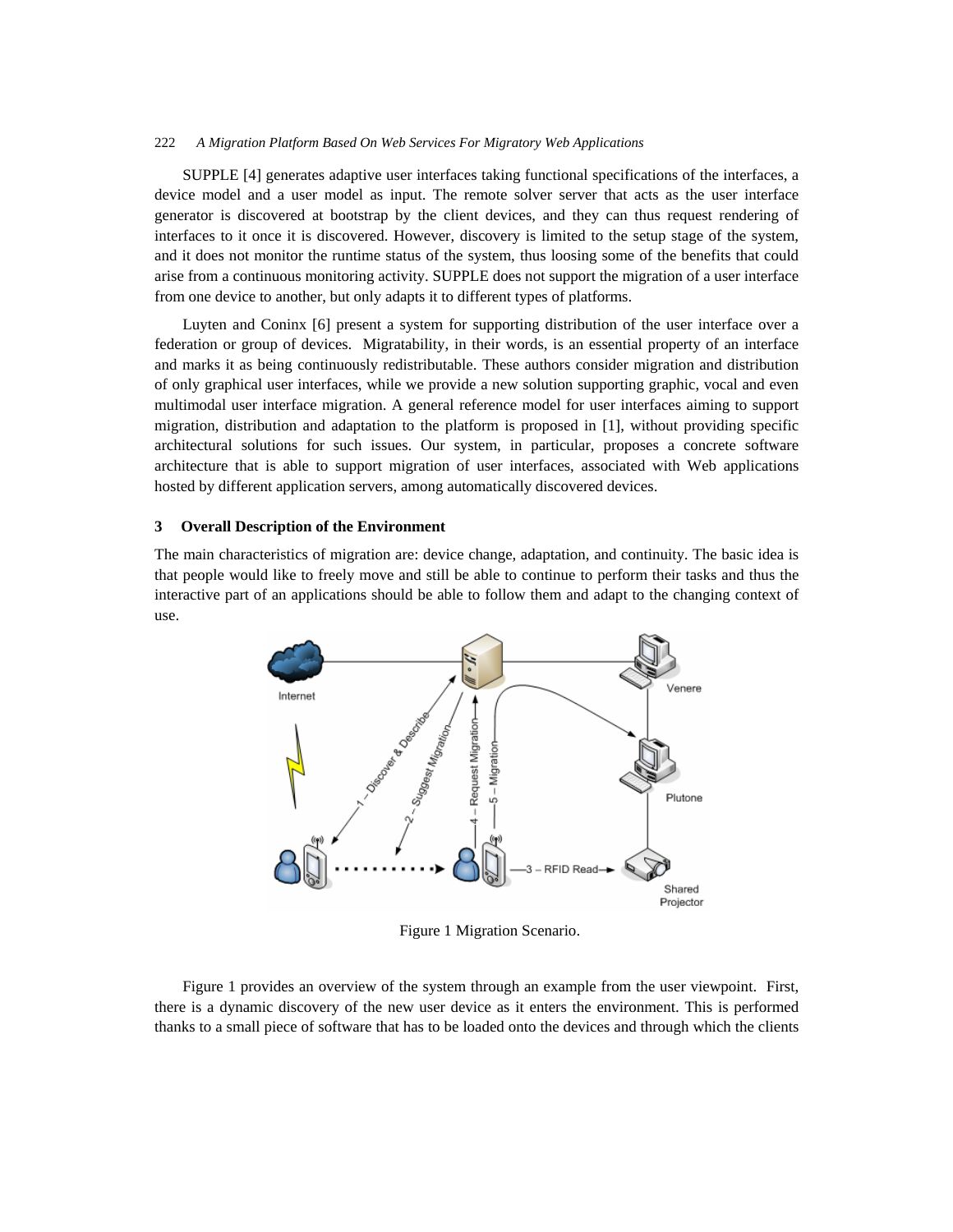SUPPLE [4] generates adaptive user interfaces taking functional specifications of the interfaces, a device model and a user model as input. The remote solver server that acts as the user interface generator is discovered at bootstrap by the client devices, and they can thus request rendering of interfaces to it once it is discovered. However, discovery is limited to the setup stage of the system, and it does not monitor the runtime status of the system, thus loosing some of the benefits that could arise from a continuous monitoring activity. SUPPLE does not support the migration of a user interface from one device to another, but only adapts it to different types of platforms.

Luyten and Coninx [6] present a system for supporting distribution of the user interface over a federation or group of devices. Migratability, in their words, is an essential property of an interface and marks it as being continuously redistributable. These authors consider migration and distribution of only graphical user interfaces, while we provide a new solution supporting graphic, vocal and even multimodal user interface migration. A general reference model for user interfaces aiming to support migration, distribution and adaptation to the platform is proposed in [1], without providing specific architectural solutions for such issues. Our system, in particular, proposes a concrete software architecture that is able to support migration of user interfaces, associated with Web applications hosted by different application servers, among automatically discovered devices.

## 3 Overall Description of the Environment

The main characteristics of migration are: device change, adaptation, and continuity. The basic idea is that people would like to freely move and still be able to continue to perform their tasks and thus the interactive part of an applications should be able to follow them and adapt to the changing context of use.

Figure 1 Migration Scenario.

Figure 1 provides an overview of the system through an example from the user viewpoint. First, there is a dynamic discovery of the new user device as it enters the environment. This is performed thanks to a small piece of software that has to be loaded onto the devices and through which the clients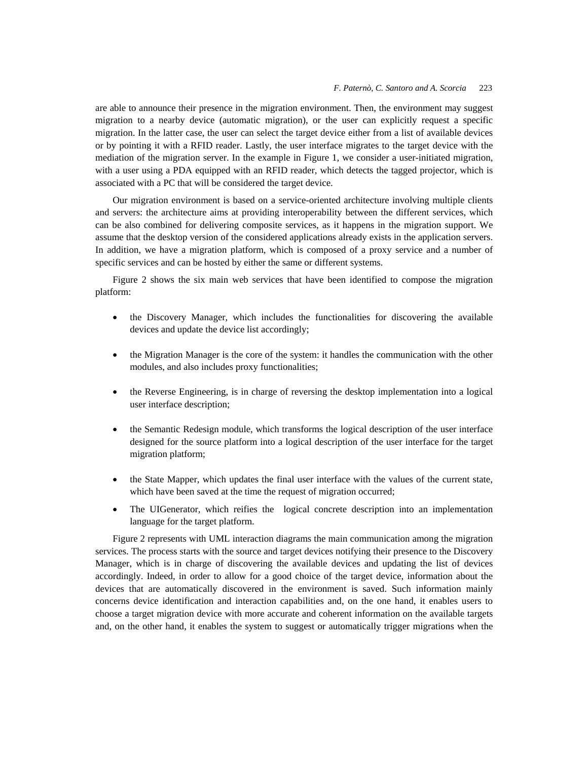are able to announce their presence in the migration environment. Then, the environment may suggest migration to a nearby device (automatic migration), or the user can explicitly request a specific migration. In the latter case, the user can select the target device either from a list of available devices or by pointing it with a RFID reader. Lastly, the user interface migrates to the target device with the mediation of the migration server. In the example in Figure 1, we consider a user-initiated migration, with a user using a PDA equipped with an RFID reader, which detects the tagged projector, which is associated with a PC that will be considered the target device.

Our migration environment is based on a service-oriented architecture involving multiple clients and servers: the architecture aims at providing interoperability between the different services, which can be also combined for delivering composite services, as it happens in the migration support. We assume that the desktop version of the considered applications already exists in the application servers. In addition, we have a migration platform, which is composed of a proxy service and a number of specific services and can be hosted by either the same or different systems.

Figure 2 shows the six main web services that have been identified to compose the migration platform:

- the Discovery Manager, which includes the functionalities for discovering the available devices and update the device list accordingly;
- the Migration Manager is the core of the system: it handles the communication with the other modules, and also includes proxy functionalities;
- the Reverse Engineering, is in charge of reversing the desktop implementation into a logical user interface description;
- the Semantic Redesign module, which transforms the logical description of the user interface designed for the source platform into a logical description of the user interface for the target migration platform;
- the State Mapper, which updates the final user interface with the values of the current state, which have been saved at the time the request of migration occurred;
- The UIGenerator, which reifies the logical concrete description into an implementation language for the target platform.

Figure 2 represents with UML interaction diagrams the main communication among the migration services. The process starts with the source and target devices notifying their presence to the Discovery Manager, which is in charge of discovering the available devices and updating the list of devices accordingly. Indeed, in order to allow for a good choice of the target device, information about the devices that are automatically discovered in the environment is saved. Such information mainly concerns device identification and interaction capabilities and, on the one hand, it enables users to choose a target migration device with more accurate and coherent information on the available targets and, on the other hand, it enables the system to suggest or automatically trigger migrations when the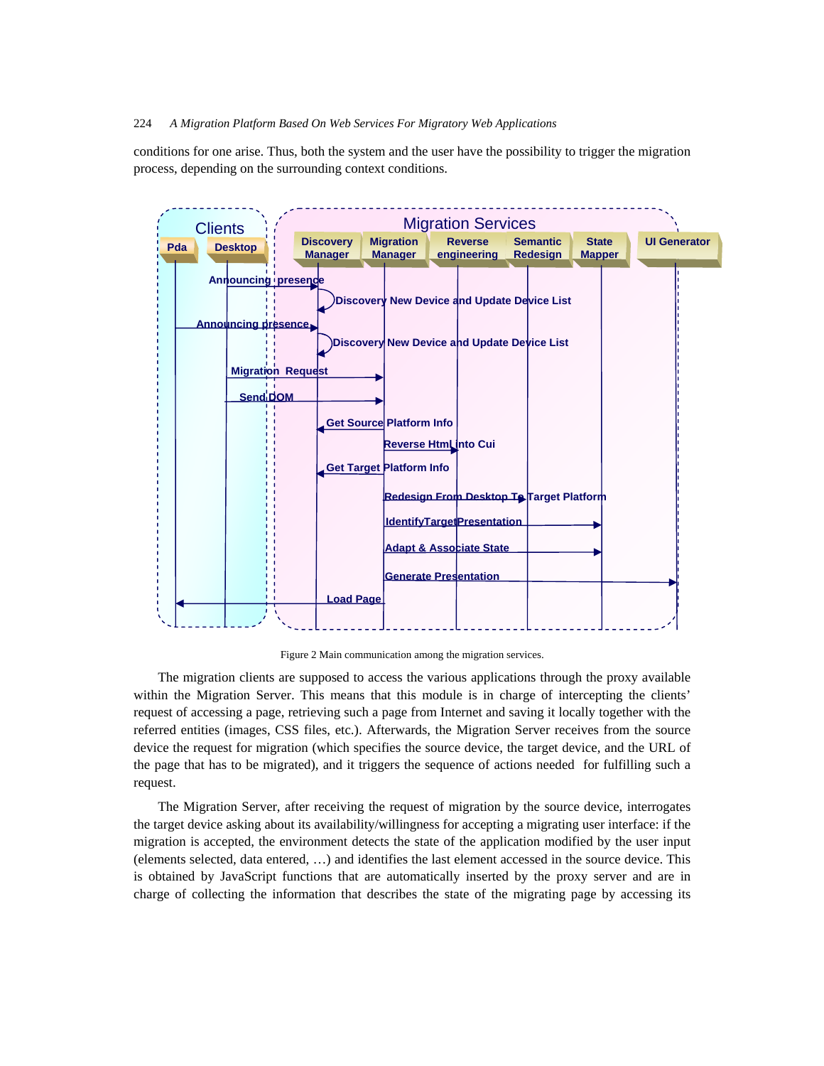conditions for one arise. Thus, both the system and the user have the possibility to trigger the migration process, depending on the surrounding context conditions.

Figure 2 Main communication among the migration services.

The migration clients are supposed to access the various applications through the proxy available within the Migration Server. This means that this module is in charge of intercepting the clients' request of accessing a page, retrieving such a page from Internet and saving it locally together with the referred entities (images, CSS files, etc.). Afterwards, the Migration Server receives from the source device the request for migration (which specifies the source device, the target device, and the URL of the page that has to be migrated), and it triggers the sequence of actions needed for fulfilling such a request.

The Migration Server, after receiving the request of migration by the source device, interrogates the target device asking about its availability/willingness for accepting a migrating user interface: if the migration is accepted, the environment detects the state of the application modified by the user input (elements selected, data entered, …) and identifies the last element accessed in the source device. This is obtained by JavaScript functions that are automatically inserted by the proxy server and are in charge of collecting the information that describes the state of the migrating page by accessing its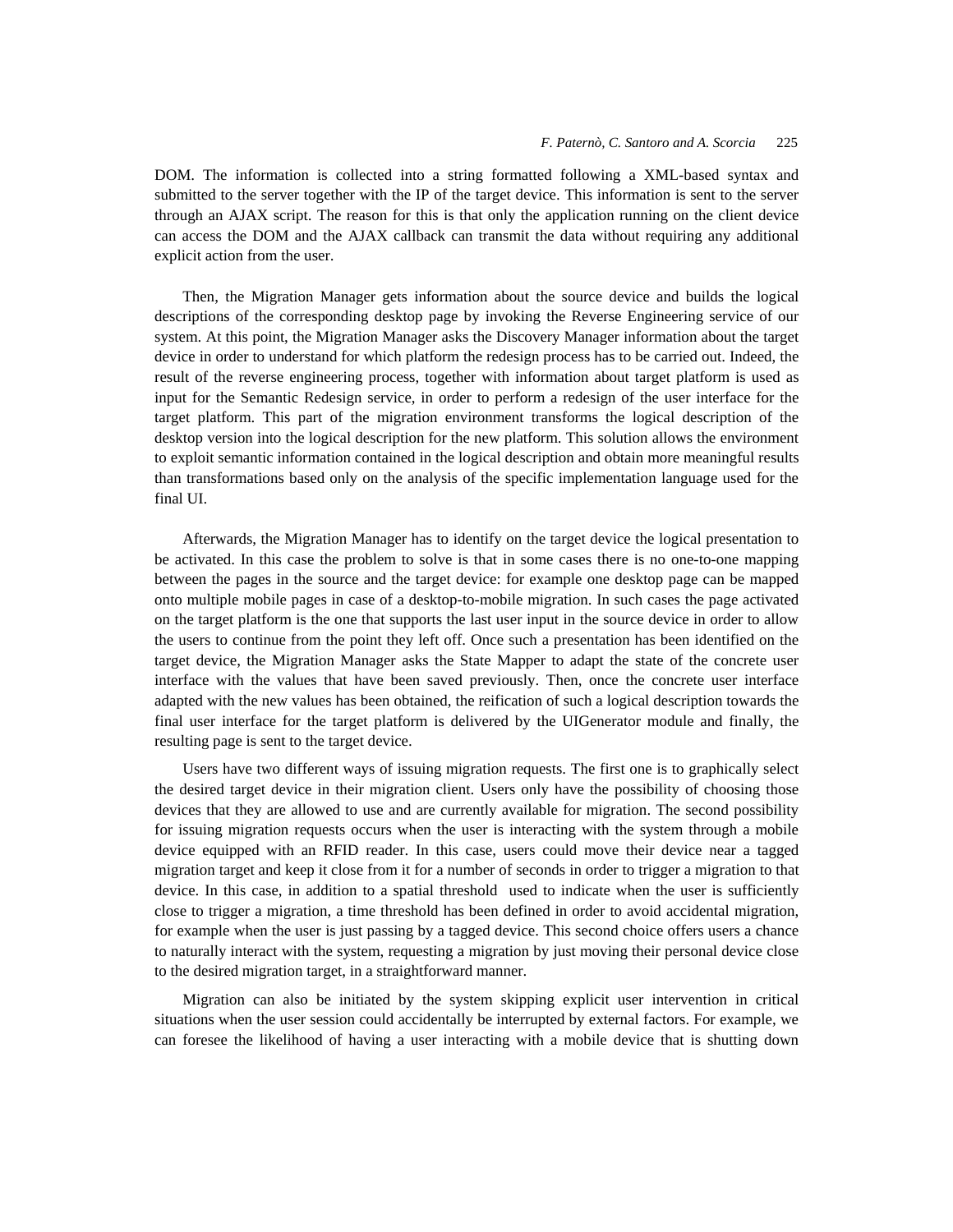DOM. The information is collected into a string formatted following a XML-based syntax and submitted to the server together with the IP of the target device. This information is sent to the server through an AJAX script. The reason for this is that only the application running on the client device can access the DOM and the AJAX callback can transmit the data without requiring any additional explicit action from the user.

Then, the Migration Manager gets information about the source device and builds the logical descriptions of the corresponding desktop page by invoking the Reverse Engineering service of our system. At this point, the Migration Manager asks the Discovery Manager information about the target device in order to understand for which platform the redesign process has to be carried out. Indeed, the result of the reverse engineering process, together with information about target platform is used as input for the Semantic Redesign service, in order to perform a redesign of the user interface for the target platform. This part of the migration environment transforms the logical description of the desktop version into the logical description for the new platform. This solution allows the environment to exploit semantic information contained in the logical description and obtain more meaningful results than transformations based only on the analysis of the specific implementation language used for the final UI.

Afterwards, the Migration Manager has to identify on the target device the logical presentation to be activated. In this case the problem to solve is that in some cases there is no one-to-one mapping between the pages in the source and the target device: for example one desktop page can be mapped onto multiple mobile pages in case of a desktop-to-mobile migration. In such cases the page activated on the target platform is the one that supports the last user input in the source device in order to allow the users to continue from the point they left off. Once such a presentation has been identified on the target device, the Migration Manager asks the State Mapper to adapt the state of the concrete user interface with the values that have been saved previously. Then, once the concrete user interface adapted with the new values has been obtained, the reification of such a logical description towards the final user interface for the target platform is delivered by the UIGenerator module and finally, the resulting page is sent to the target device.

Users have two different ways of issuing migration requests. The first one is to graphically select the desired target device in their migration client. Users only have the possibility of choosing those devices that they are allowed to use and are currently available for migration. The second possibility for issuing migration requests occurs when the user is interacting with the system through a mobile device equipped with an RFID reader. In this case, users could move their device near a tagged migration target and keep it close from it for a number of seconds in order to trigger a migration to that device. In this case, in addition to a spatial threshold used to indicate when the user is sufficiently close to trigger a migration, a time threshold has been defined in order to avoid accidental migration, for example when the user is just passing by a tagged device. This second choice offers users a chance to naturally interact with the system, requesting a migration by just moving their personal device close to the desired migration target, in a straightforward manner.

Migration can also be initiated by the system skipping explicit user intervention in critical situations when the user session could accidentally be interrupted by external factors. For example, we can foresee the likelihood of having a user interacting with a mobile device that is shutting down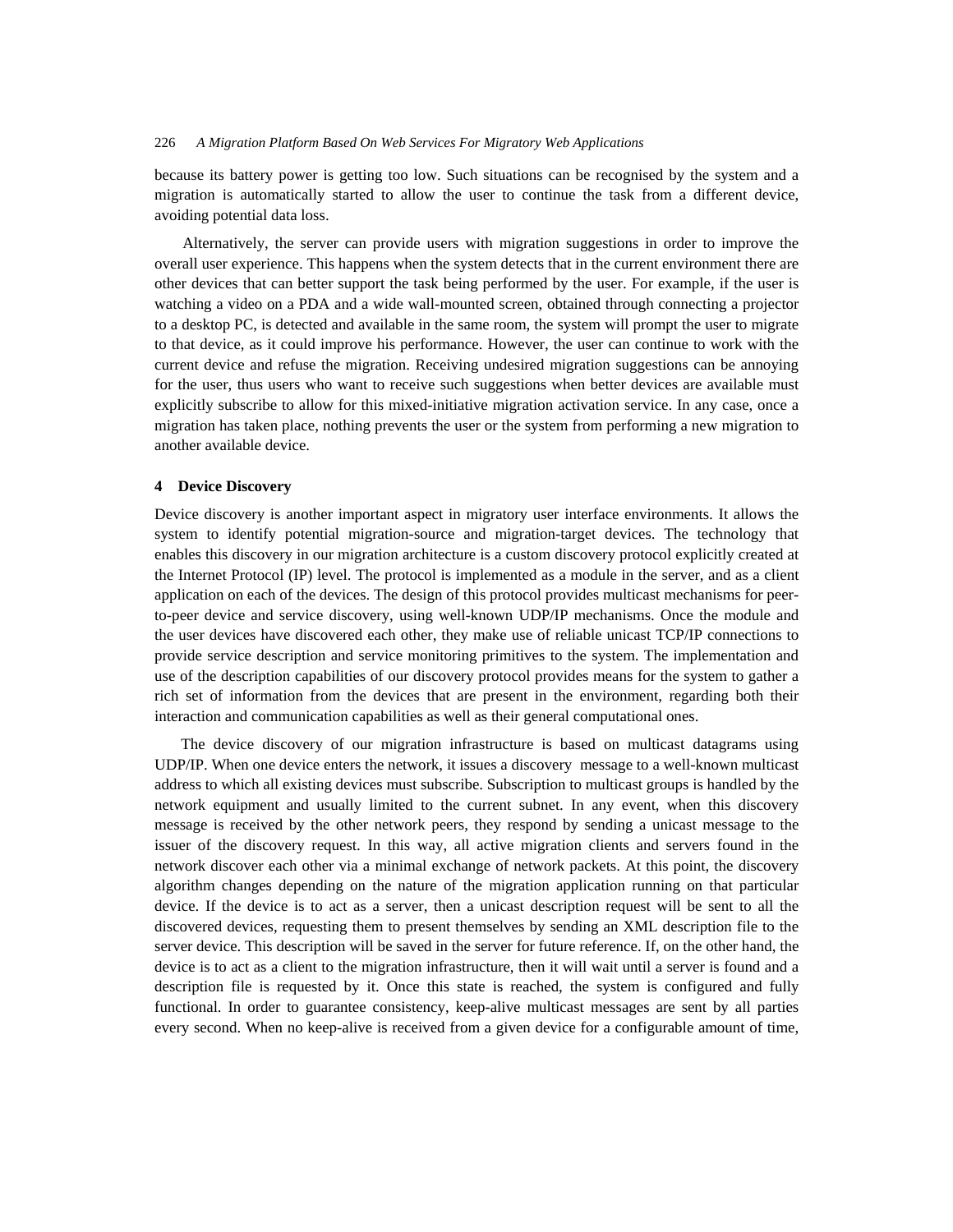because its battery power is getting too low. Such situations can be recognised by the system and a migration is automatically started to allow the user to continue the task from a different device, avoiding potential data loss.

Alternatively, the server can provide users with migration suggestions in order to improve the overall user experience. This happens when the system detects that in the current environment there are other devices that can better support the task being performed by the user. For example, if the user is watching a video on a PDA and a wide wall-mounted screen, obtained through connecting a projector to a desktop PC, is detected and available in the same room, the system will prompt the user to migrate to that device, as it could improve his performance. However, the user can continue to work with the current device and refuse the migration. Receiving undesired migration suggestions can be annoying for the user, thus users who want to receive such suggestions when better devices are available must explicitly subscribe to allow for this mixed-initiative migration activation service. In any case, once a migration has taken place, nothing prevents the user or the system from performing a new migration to another available device.

## 4 Device Discovery

Device discovery is another important aspect in migratory user interface environments. It allows the system to identify potential migration-source and migration-target devices. The technology that enables this discovery in our migration architecture is a custom discovery protocol explicitly created at the Internet Protocol (IP) level. The protocol is implemented as a module in the server, and as a client application on each of the devices. The design of this protocol provides multicast mechanisms for peer-to-peer device and service discovery, using well-known UDP/IP mechanisms. Once the module and the user devices have discovered each other, they make use of reliable unicast TCP/IP connections to provide service description and service monitoring primitives to the system. The implementation and use of the description capabilities of our discovery protocol provides means for the system to gather a rich set of information from the devices that are present in the environment, regarding both their interaction and communication capabilities as well as their general computational ones.

The device discovery of our migration infrastructure is based on multicast datagrams using UDP/IP. When one device enters the network, it issues a discovery message to a well-known multicast address to which all existing devices must subscribe. Subscription to multicast groups is handled by the network equipment and usually limited to the current subnet. In any event, when this discovery message is received by the other network peers, they respond by sending a unicast message to the issuer of the discovery request. In this way, all active migration clients and servers found in the network discover each other via a minimal exchange of network packets. At this point, the discovery algorithm changes depending on the nature of the migration application running on that particular device. If the device is to act as a server, then a unicast description request will be sent to all the discovered devices, requesting them to present themselves by sending an XML description file to the server device. This description will be saved in the server for future reference. If, on the other hand, the device is to act as a client to the migration infrastructure, then it will wait until a server is found and a description file is requested by it. Once this state is reached, the system is configured and fully functional. In order to guarantee consistency, keep-alive multicast messages are sent by all parties every second. When no keep-alive is received from a given device for a configurable amount of time,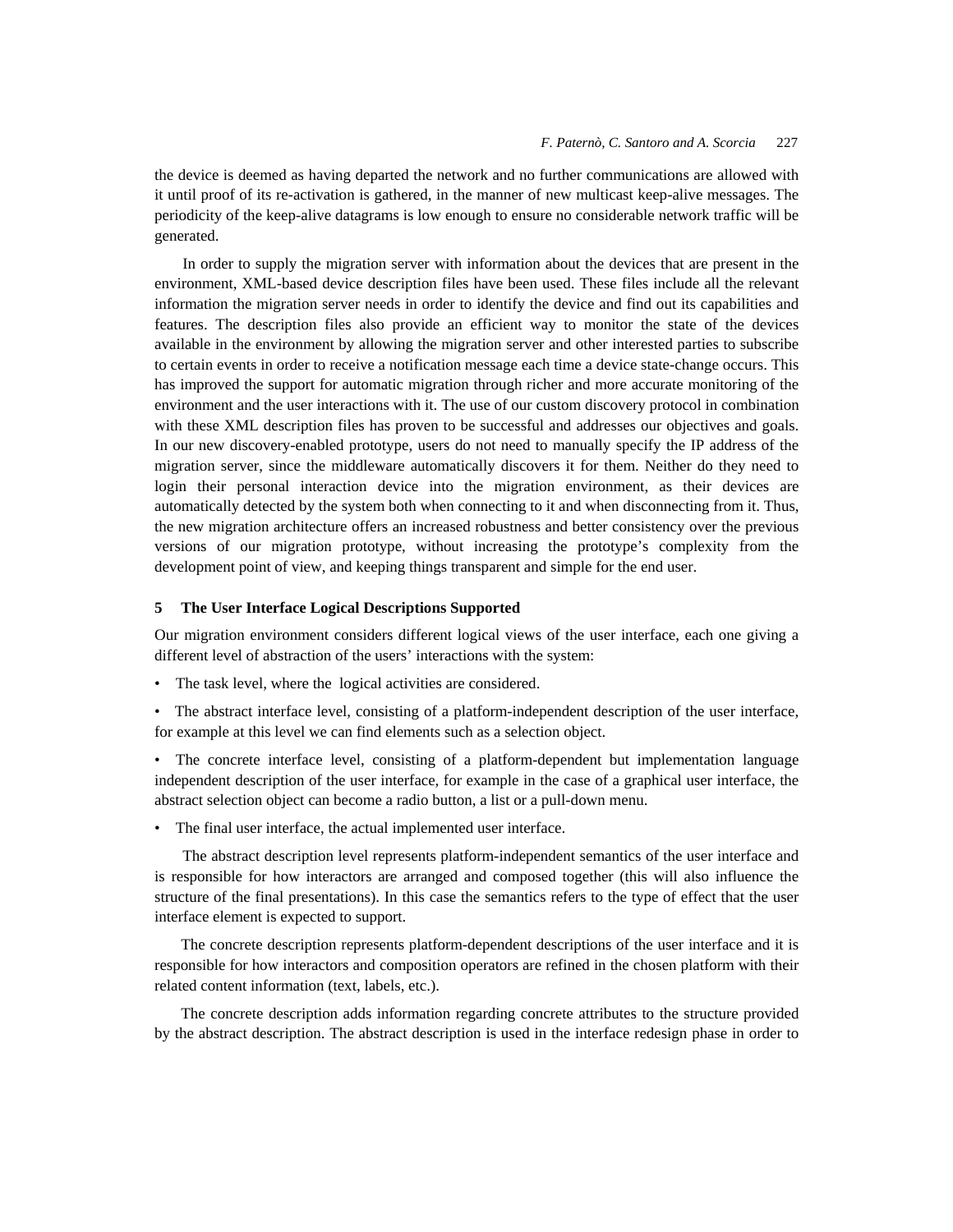the device is deemed as having departed the network and no further communications are allowed with it until proof of its re-activation is gathered, in the manner of new multicast keep-alive messages. The periodicity of the keep-alive datagrams is low enough to ensure no considerable network traffic will be generated.

In order to supply the migration server with information about the devices that are present in the environment, XML-based device description files have been used. These files include all the relevant information the migration server needs in order to identify the device and find out its capabilities and features. The description files also provide an efficient way to monitor the state of the devices available in the environment by allowing the migration server and other interested parties to subscribe to certain events in order to receive a notification message each time a device state-change occurs. This has improved the support for automatic migration through richer and more accurate monitoring of the environment and the user interactions with it. The use of our custom discovery protocol in combination with these XML description files has proven to be successful and addresses our objectives and goals. In our new discovery-enabled prototype, users do not need to manually specify the IP address of the migration server, since the middleware automatically discovers it for them. Neither do they need to login their personal interaction device into the migration environment, as their devices are automatically detected by the system both when connecting to it and when disconnecting from it. Thus, the new migration architecture offers an increased robustness and better consistency over the previous versions of our migration prototype, without increasing the prototype's complexity from the development point of view, and keeping things transparent and simple for the end user.

## 5 The User Interface Logical Descriptions Supported

Our migration environment considers different logical views of the user interface, each one giving a different level of abstraction of the users' interactions with the system:

- The task level, where the logical activities are considered.
- The abstract interface level, consisting of a platform-independent description of the user interface, for example at this level we can find elements such as a selection object.
- The concrete interface level, consisting of a platform-dependent but implementation language independent description of the user interface, for example in the case of a graphical user interface, the abstract selection object can become a radio button, a list or a pull-down menu.
- The final user interface, the actual implemented user interface.

The abstract description level represents platform-independent semantics of the user interface and is responsible for how interactors are arranged and composed together (this will also influence the structure of the final presentations). In this case the semantics refers to the type of effect that the user interface element is expected to support.

The concrete description represents platform-dependent descriptions of the user interface and it is responsible for how interactors and composition operators are refined in the chosen platform with their related content information (text, labels, etc.).

The concrete description adds information regarding concrete attributes to the structure provided by the abstract description. The abstract description is used in the interface redesign phase in order to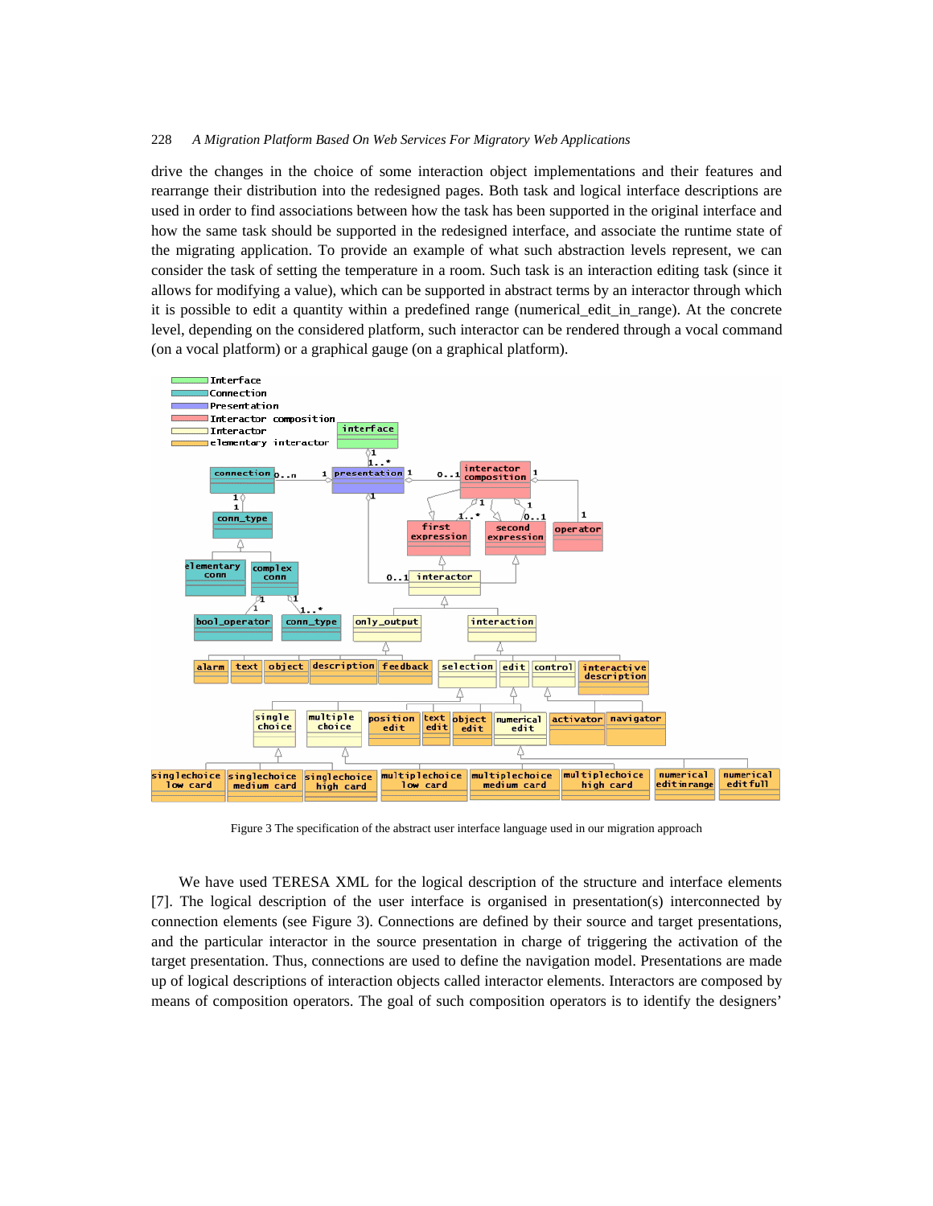drive the changes in the choice of some interaction object implementations and their features and rearrange their distribution into the redesigned pages. Both task and logical interface descriptions are used in order to find associations between how the task has been supported in the original interface and how the same task should be supported in the redesigned interface, and associate the runtime state of the migrating application. To provide an example of what such abstraction levels represent, we can consider the task of setting the temperature in a room. Such task is an interaction editing task (since it allows for modifying a value), which can be supported in abstract terms by an interactor through which it is possible to edit a quantity within a predefined range (numerical_edit_in_range). At the concrete level, depending on the considered platform, such interactor can be rendered through a vocal command (on a vocal platform) or a graphical gauge (on a graphical platform).

Figure 3 The specification of the abstract user interface language used in our migration approach

We have used TERESA XML for the logical description of the structure and interface elements [7]. The logical description of the user interface is organised in presentation(s) interconnected by connection elements (see Figure 3). Connections are defined by their source and target presentations, and the particular interactor in the source presentation in charge of triggering the activation of the target presentation. Thus, connections are used to define the navigation model. Presentations are made up of logical descriptions of interaction objects called interactor elements. Interactors are composed by means of composition operators. The goal of such composition operators is to identify the designers'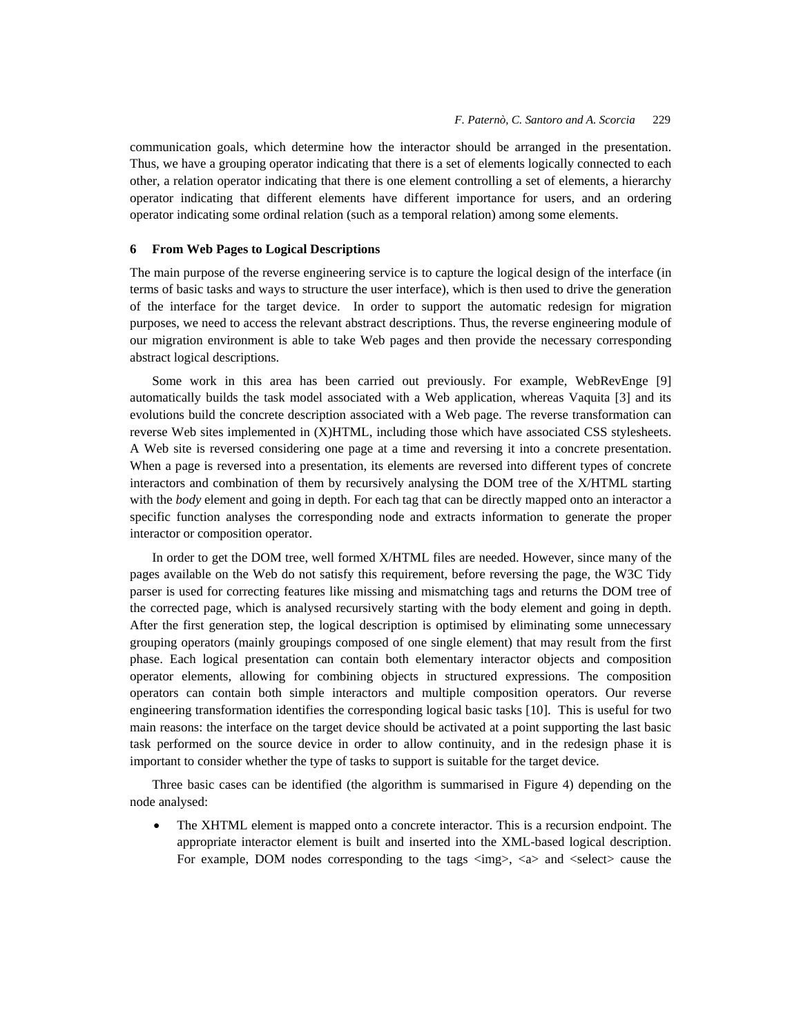communication goals, which determine how the interactor should be arranged in the presentation. Thus, we have a grouping operator indicating that there is a set of elements logically connected to each other, a relation operator indicating that there is one element controlling a set of elements, a hierarchy operator indicating that different elements have different importance for users, and an ordering operator indicating some ordinal relation (such as a temporal relation) among some elements.

## 6 From Web Pages to Logical Descriptions

The main purpose of the reverse engineering service is to capture the logical design of the interface (in terms of basic tasks and ways to structure the user interface), which is then used to drive the generation of the interface for the target device. In order to support the automatic redesign for migration purposes, we need to access the relevant abstract descriptions. Thus, the reverse engineering module of our migration environment is able to take Web pages and then provide the necessary corresponding abstract logical descriptions.

Some work in this area has been carried out previously. For example, WebRevEnge [9] automatically builds the task model associated with a Web application, whereas Vaquita [3] and its evolutions build the concrete description associated with a Web page. The reverse transformation can reverse Web sites implemented in (X)HTML, including those which have associated CSS stylesheets. A Web site is reversed considering one page at a time and reversing it into a concrete presentation. When a page is reversed into a presentation, its elements are reversed into different types of concrete interactors and combination of them by recursively analysing the DOM tree of the X/HTML starting with the *body* element and going in depth. For each tag that can be directly mapped onto an interactor a specific function analyses the corresponding node and extracts information to generate the proper interactor or composition operator.

In order to get the DOM tree, well formed X/HTML files are needed. However, since many of the pages available on the Web do not satisfy this requirement, before reversing the page, the W3C Tidy parser is used for correcting features like missing and mismatching tags and returns the DOM tree of the corrected page, which is analysed recursively starting with the body element and going in depth. After the first generation step, the logical description is optimised by eliminating some unnecessary grouping operators (mainly groupings composed of one single element) that may result from the first phase. Each logical presentation can contain both elementary interactor objects and composition operator elements, allowing for combining objects in structured expressions. The composition operators can contain both simple interactors and multiple composition operators. Our reverse engineering transformation identifies the corresponding logical basic tasks [10]. This is useful for two main reasons: the interface on the target device should be activated at a point supporting the last basic task performed on the source device in order to allow continuity, and in the redesign phase it is important to consider whether the type of tasks to support is suitable for the target device.

Three basic cases can be identified (the algorithm is summarised in Figure 4) depending on the node analysed:

- The XHTML element is mapped onto a concrete interactor. This is a recursion endpoint. The appropriate interactor element is built and inserted into the XML-based logical description. For example, DOM nodes corresponding to the tags <img>, <a> and <select> cause the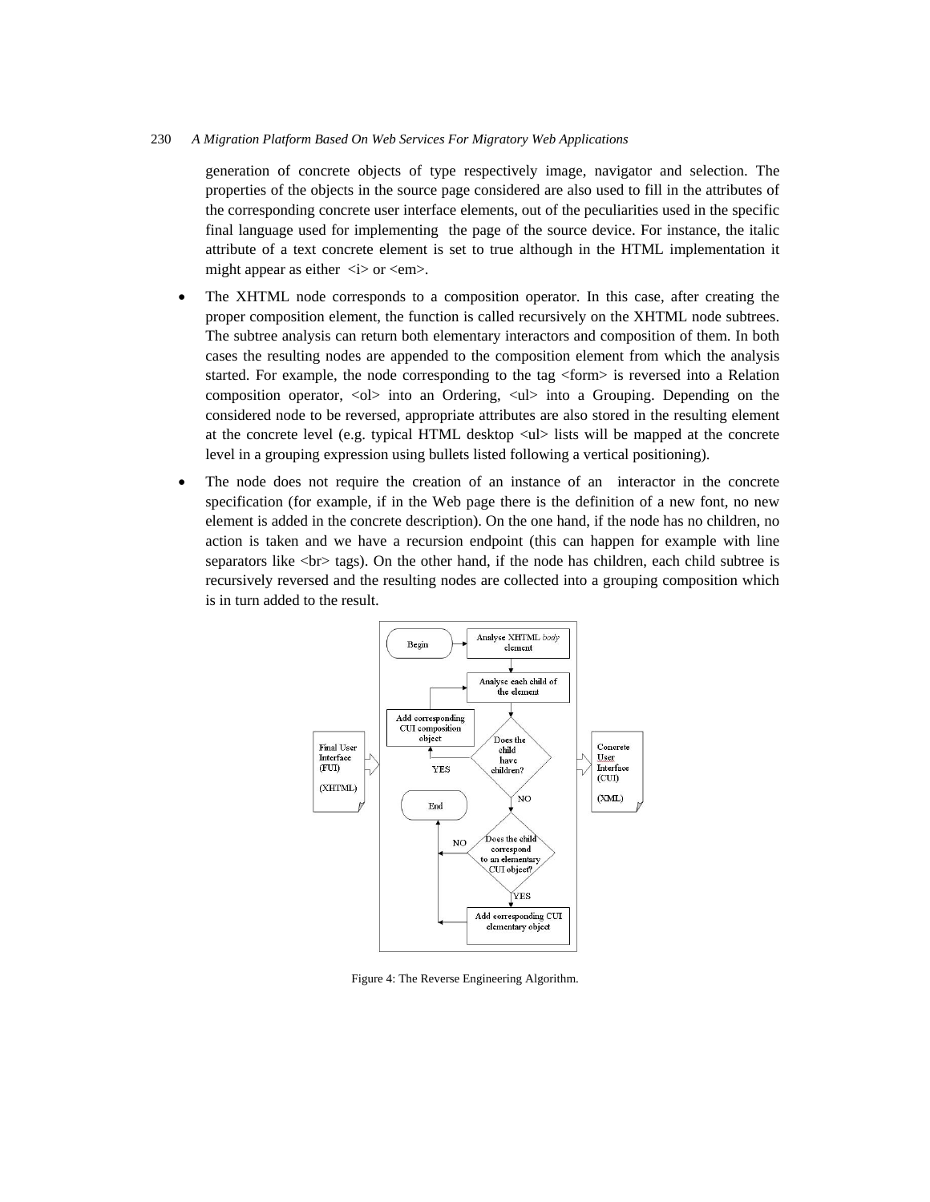generation of concrete objects of type respectively image, navigator and selection. The properties of the objects in the source page considered are also used to fill in the attributes of the corresponding concrete user interface elements, out of the peculiarities used in the specific final language used for implementing the page of the source device. For instance, the italic attribute of a text concrete element is set to true although in the HTML implementation it might appear as either <i> or <em>.

- The XHTML node corresponds to a composition operator. In this case, after creating the proper composition element, the function is called recursively on the XHTML node subtrees. The subtree analysis can return both elementary interactors and composition of them. In both cases the resulting nodes are appended to the composition element from which the analysis started. For example, the node corresponding to the tag <form> is reversed into a Relation composition operator, <ol> into an Ordering, <ul> into a Grouping. Depending on the considered node to be reversed, appropriate attributes are also stored in the resulting element at the concrete level (e.g. typical HTML desktop <ul> lists will be mapped at the concrete level in a grouping expression using bullets listed following a vertical positioning).
- The node does not require the creation of an instance of an interactor in the concrete specification (for example, if in the Web page there is the definition of a new font, no new element is added in the concrete description). On the one hand, if the node has no children, no action is taken and we have a recursion endpoint (this can happen for example with line separators like <br> tags). On the other hand, if the node has children, each child subtree is recursively reversed and the resulting nodes are collected into a grouping composition which is in turn added to the result.

Figure 4: The Reverse Engineering Algorithm.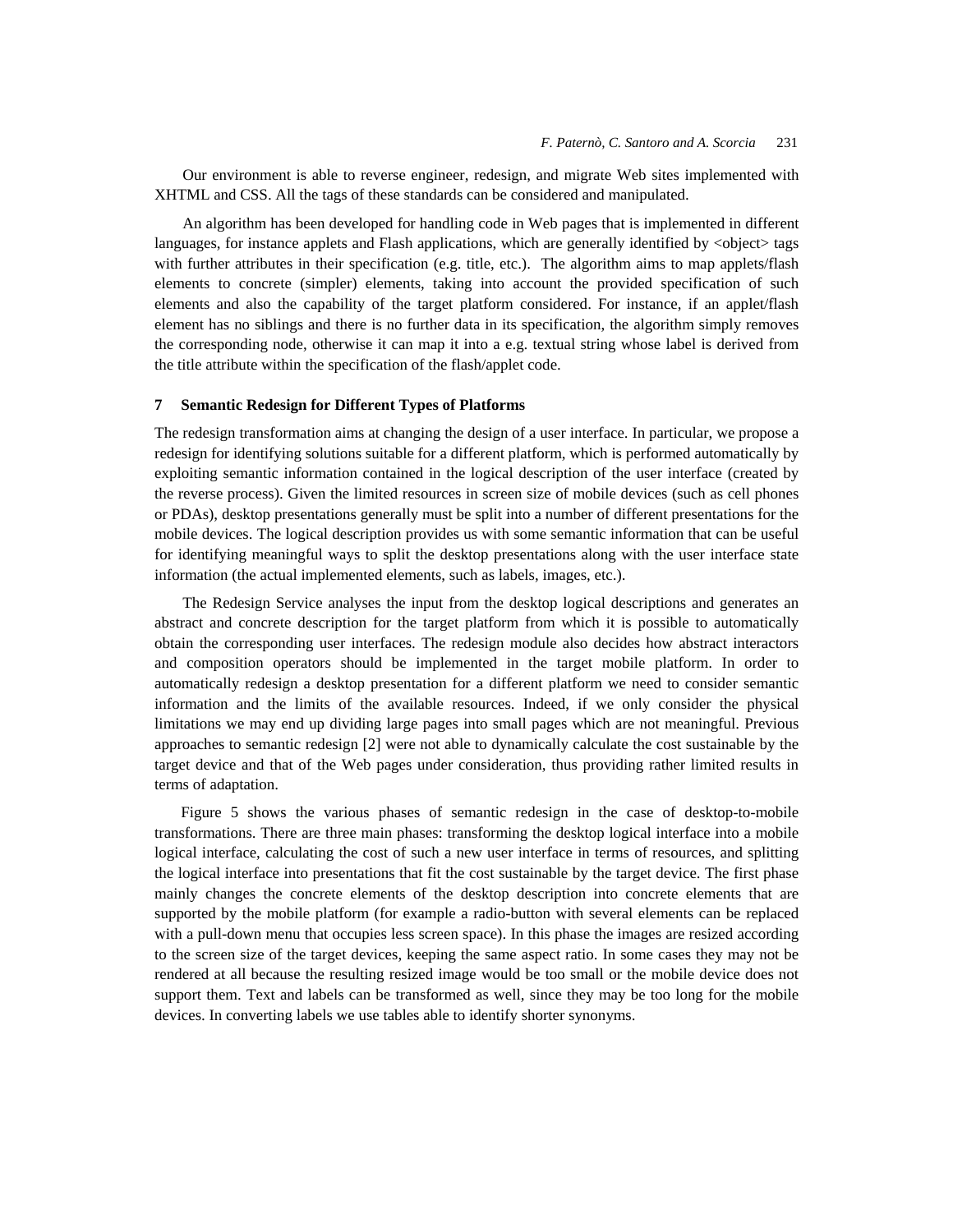Our environment is able to reverse engineer, redesign, and migrate Web sites implemented with XHTML and CSS. All the tags of these standards can be considered and manipulated.

An algorithm has been developed for handling code in Web pages that is implemented in different languages, for instance applets and Flash applications, which are generally identified by <object> tags with further attributes in their specification (e.g. title, etc.). The algorithm aims to map applets/flash elements to concrete (simpler) elements, taking into account the provided specification of such elements and also the capability of the target platform considered. For instance, if an applet/flash element has no siblings and there is no further data in its specification, the algorithm simply removes the corresponding node, otherwise it can map it into a e.g. textual string whose label is derived from the title attribute within the specification of the flash/applet code.

## 7 Semantic Redesign for Different Types of Platforms

The redesign transformation aims at changing the design of a user interface. In particular, we propose a redesign for identifying solutions suitable for a different platform, which is performed automatically by exploiting semantic information contained in the logical description of the user interface (created by the reverse process). Given the limited resources in screen size of mobile devices (such as cell phones or PDAs), desktop presentations generally must be split into a number of different presentations for the mobile devices. The logical description provides us with some semantic information that can be useful for identifying meaningful ways to split the desktop presentations along with the user interface state information (the actual implemented elements, such as labels, images, etc.).

The Redesign Service analyses the input from the desktop logical descriptions and generates an abstract and concrete description for the target platform from which it is possible to automatically obtain the corresponding user interfaces. The redesign module also decides how abstract interactors and composition operators should be implemented in the target mobile platform. In order to automatically redesign a desktop presentation for a different platform we need to consider semantic information and the limits of the available resources. Indeed, if we only consider the physical limitations we may end up dividing large pages into small pages which are not meaningful. Previous approaches to semantic redesign [2] were not able to dynamically calculate the cost sustainable by the target device and that of the Web pages under consideration, thus providing rather limited results in terms of adaptation.

Figure 5 shows the various phases of semantic redesign in the case of desktop-to-mobile transformations. There are three main phases: transforming the desktop logical interface into a mobile logical interface, calculating the cost of such a new user interface in terms of resources, and splitting the logical interface into presentations that fit the cost sustainable by the target device. The first phase mainly changes the concrete elements of the desktop description into concrete elements that are supported by the mobile platform (for example a radio-button with several elements can be replaced with a pull-down menu that occupies less screen space). In this phase the images are resized according to the screen size of the target devices, keeping the same aspect ratio. In some cases they may not be rendered at all because the resulting resized image would be too small or the mobile device does not support them. Text and labels can be transformed as well, since they may be too long for the mobile devices. In converting labels we use tables able to identify shorter synonyms.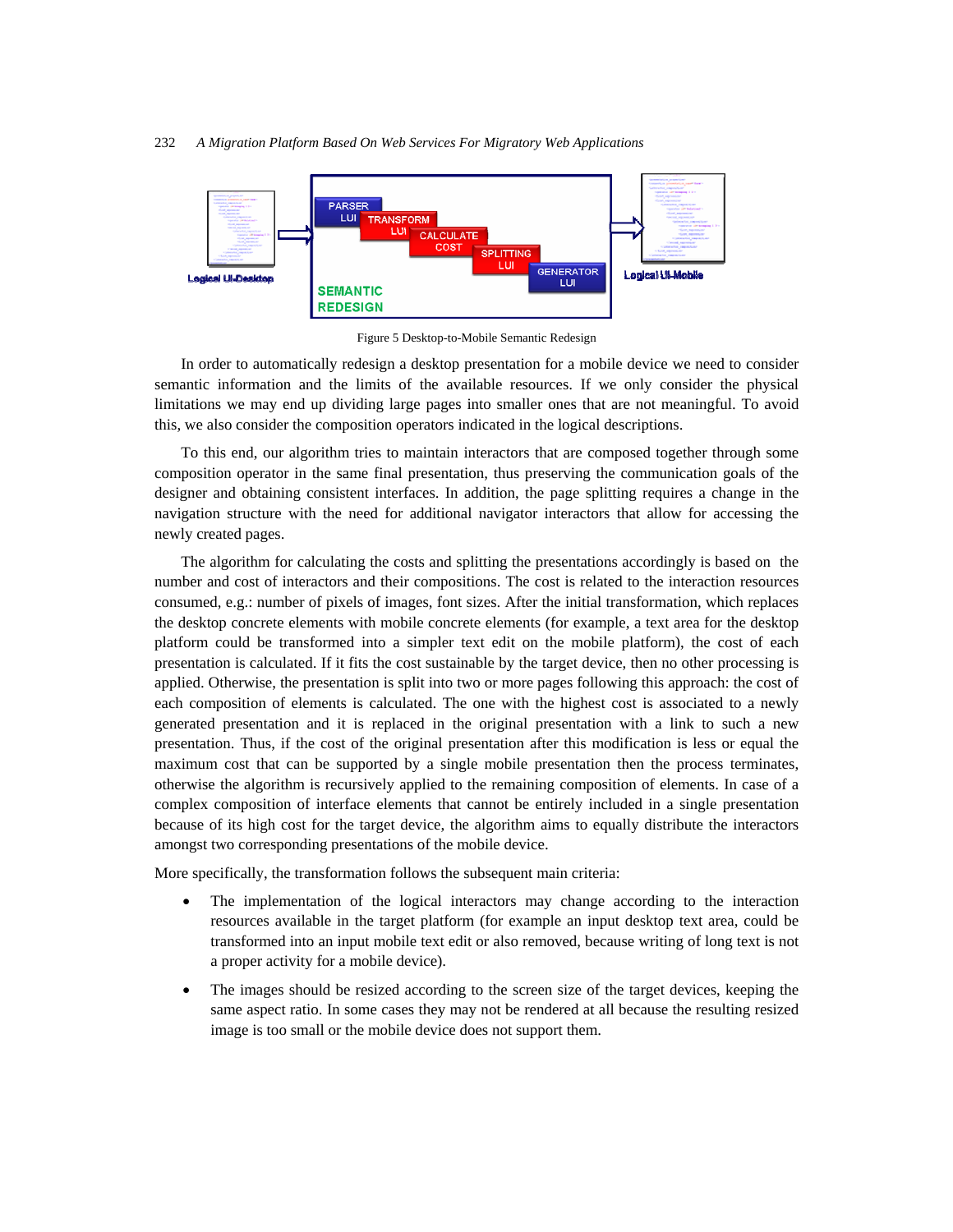Figure 5 Desktop-to-Mobile Semantic Redesign

In order to automatically redesign a desktop presentation for a mobile device we need to consider semantic information and the limits of the available resources. If we only consider the physical limitations we may end up dividing large pages into smaller ones that are not meaningful. To avoid this, we also consider the composition operators indicated in the logical descriptions.

To this end, our algorithm tries to maintain interactors that are composed together through some composition operator in the same final presentation, thus preserving the communication goals of the designer and obtaining consistent interfaces. In addition, the page splitting requires a change in the navigation structure with the need for additional navigator interactors that allow for accessing the newly created pages.

The algorithm for calculating the costs and splitting the presentations accordingly is based on the number and cost of interactors and their compositions. The cost is related to the interaction resources consumed, e.g.: number of pixels of images, font sizes. After the initial transformation, which replaces the desktop concrete elements with mobile concrete elements (for example, a text area for the desktop platform could be transformed into a simpler text edit on the mobile platform), the cost of each presentation is calculated. If it fits the cost sustainable by the target device, then no other processing is applied. Otherwise, the presentation is split into two or more pages following this approach: the cost of each composition of elements is calculated. The one with the highest cost is associated to a newly generated presentation and it is replaced in the original presentation with a link to such a new presentation. Thus, if the cost of the original presentation after this modification is less or equal the maximum cost that can be supported by a single mobile presentation then the process terminates, otherwise the algorithm is recursively applied to the remaining composition of elements. In case of a complex composition of interface elements that cannot be entirely included in a single presentation because of its high cost for the target device, the algorithm aims to equally distribute the interactors amongst two corresponding presentations of the mobile device.

More specifically, the transformation follows the subsequent main criteria:

- The implementation of the logical interactors may change according to the interaction resources available in the target platform (for example an input desktop text area, could be transformed into an input mobile text edit or also removed, because writing of long text is not a proper activity for a mobile device).
- The images should be resized according to the screen size of the target devices, keeping the same aspect ratio. In some cases they may not be rendered at all because the resulting resized image is too small or the mobile device does not support them.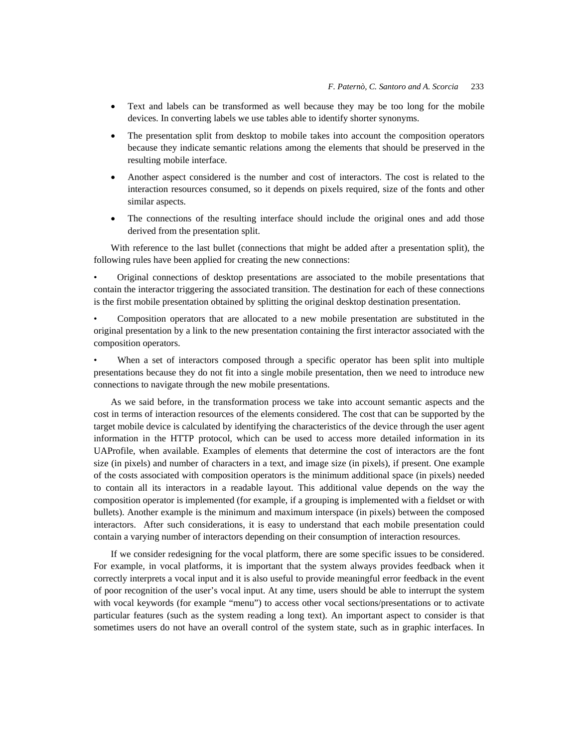- Text and labels can be transformed as well because they may be too long for the mobile devices. In converting labels we use tables able to identify shorter synonyms.
- The presentation split from desktop to mobile takes into account the composition operators because they indicate semantic relations among the elements that should be preserved in the resulting mobile interface.
- Another aspect considered is the number and cost of interactors. The cost is related to the interaction resources consumed, so it depends on pixels required, size of the fonts and other similar aspects.
- The connections of the resulting interface should include the original ones and add those derived from the presentation split.

With reference to the last bullet (connections that might be added after a presentation split), the following rules have been applied for creating the new connections:

- Original connections of desktop presentations are associated to the mobile presentations that contain the interactor triggering the associated transition. The destination for each of these connections is the first mobile presentation obtained by splitting the original desktop destination presentation.
- Composition operators that are allocated to a new mobile presentation are substituted in the original presentation by a link to the new presentation containing the first interactor associated with the composition operators.
- When a set of interactors composed through a specific operator has been split into multiple presentations because they do not fit into a single mobile presentation, then we need to introduce new connections to navigate through the new mobile presentations.

As we said before, in the transformation process we take into account semantic aspects and the cost in terms of interaction resources of the elements considered. The cost that can be supported by the target mobile device is calculated by identifying the characteristics of the device through the user agent information in the HTTP protocol, which can be used to access more detailed information in its UAProfile, when available. Examples of elements that determine the cost of interactors are the font size (in pixels) and number of characters in a text, and image size (in pixels), if present. One example of the costs associated with composition operators is the minimum additional space (in pixels) needed to contain all its interactors in a readable layout. This additional value depends on the way the composition operator is implemented (for example, if a grouping is implemented with a fieldset or with bullets). Another example is the minimum and maximum interspace (in pixels) between the composed interactors. After such considerations, it is easy to understand that each mobile presentation could contain a varying number of interactors depending on their consumption of interaction resources.

If we consider redesigning for the vocal platform, there are some specific issues to be considered. For example, in vocal platforms, it is important that the system always provides feedback when it correctly interprets a vocal input and it is also useful to provide meaningful error feedback in the event of poor recognition of the user's vocal input. At any time, users should be able to interrupt the system with vocal keywords (for example "menu") to access other vocal sections/presentations or to activate particular features (such as the system reading a long text). An important aspect to consider is that sometimes users do not have an overall control of the system state, such as in graphic interfaces. In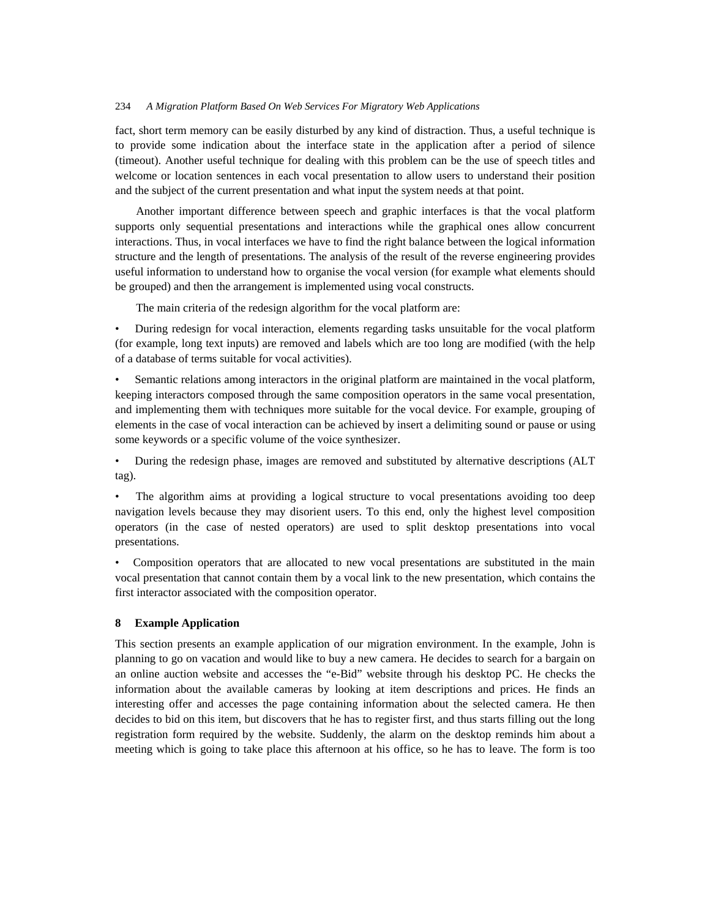fact, short term memory can be easily disturbed by any kind of distraction. Thus, a useful technique is to provide some indication about the interface state in the application after a period of silence (timeout). Another useful technique for dealing with this problem can be the use of speech titles and welcome or location sentences in each vocal presentation to allow users to understand their position and the subject of the current presentation and what input the system needs at that point.

Another important difference between speech and graphic interfaces is that the vocal platform supports only sequential presentations and interactions while the graphical ones allow concurrent interactions. Thus, in vocal interfaces we have to find the right balance between the logical information structure and the length of presentations. The analysis of the result of the reverse engineering provides useful information to understand how to organise the vocal version (for example what elements should be grouped) and then the arrangement is implemented using vocal constructs.

The main criteria of the redesign algorithm for the vocal platform are:

- During redesign for vocal interaction, elements regarding tasks unsuitable for the vocal platform (for example, long text inputs) are removed and labels which are too long are modified (with the help of a database of terms suitable for vocal activities).
- Semantic relations among interactors in the original platform are maintained in the vocal platform, keeping interactors composed through the same composition operators in the same vocal presentation, and implementing them with techniques more suitable for the vocal device. For example, grouping of elements in the case of vocal interaction can be achieved by insert a delimiting sound or pause or using some keywords or a specific volume of the voice synthesizer.
- During the redesign phase, images are removed and substituted by alternative descriptions (ALT tag).
- The algorithm aims at providing a logical structure to vocal presentations avoiding too deep navigation levels because they may disorient users. To this end, only the highest level composition operators (in the case of nested operators) are used to split desktop presentations into vocal presentations.
- Composition operators that are allocated to new vocal presentations are substituted in the main vocal presentation that cannot contain them by a vocal link to the new presentation, which contains the first interactor associated with the composition operator.

## 8 Example Application

This section presents an example application of our migration environment. In the example, John is planning to go on vacation and would like to buy a new camera. He decides to search for a bargain on an online auction website and accesses the "e-Bid" website through his desktop PC. He checks the information about the available cameras by looking at item descriptions and prices. He finds an interesting offer and accesses the page containing information about the selected camera. He then decides to bid on this item, but discovers that he has to register first, and thus starts filling out the long registration form required by the website. Suddenly, the alarm on the desktop reminds him about a meeting which is going to take place this afternoon at his office, so he has to leave. The form is too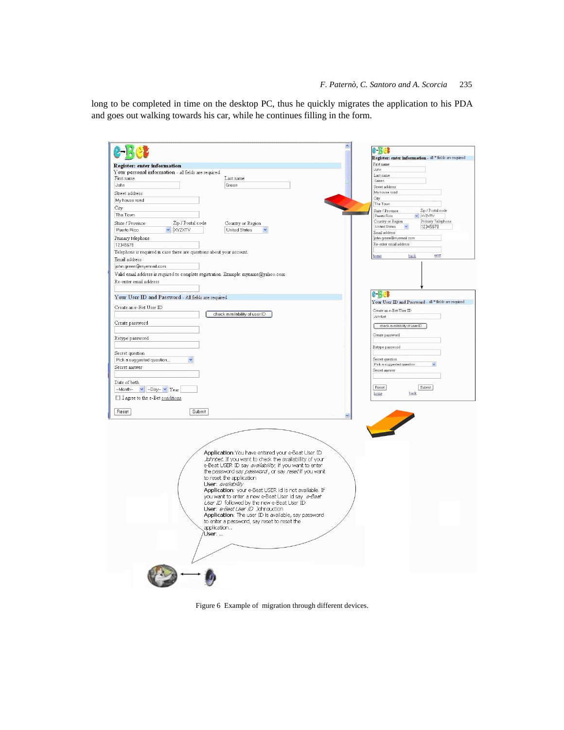long to be completed in time on the desktop PC, thus he quickly migrates the application to his PDA and goes out walking towards his car, while he continues filling in the form.

Figure 6 Example of migration through different devices.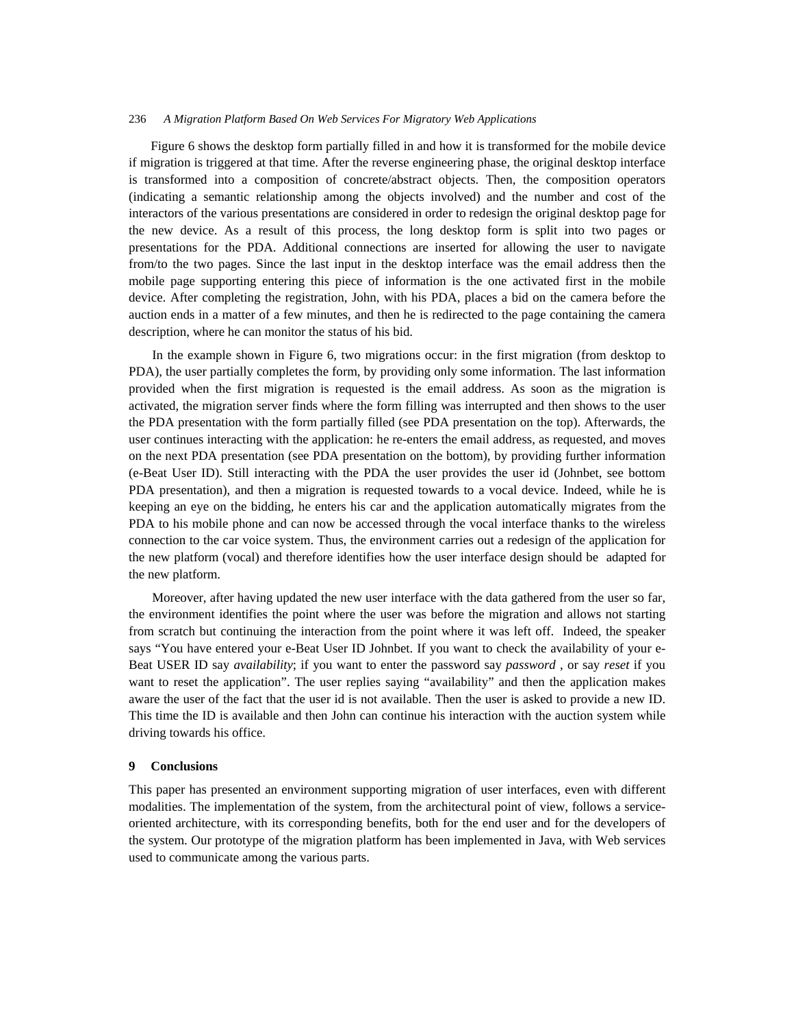Figure 6 shows the desktop form partially filled in and how it is transformed for the mobile device if migration is triggered at that time. After the reverse engineering phase, the original desktop interface is transformed into a composition of concrete/abstract objects. Then, the composition operators (indicating a semantic relationship among the objects involved) and the number and cost of the interactors of the various presentations are considered in order to redesign the original desktop page for the new device. As a result of this process, the long desktop form is split into two pages or presentations for the PDA. Additional connections are inserted for allowing the user to navigate from/to the two pages. Since the last input in the desktop interface was the email address then the mobile page supporting entering this piece of information is the one activated first in the mobile device. After completing the registration, John, with his PDA, places a bid on the camera before the auction ends in a matter of a few minutes, and then he is redirected to the page containing the camera description, where he can monitor the status of his bid.

In the example shown in Figure 6, two migrations occur: in the first migration (from desktop to PDA), the user partially completes the form, by providing only some information. The last information provided when the first migration is requested is the email address. As soon as the migration is activated, the migration server finds where the form filling was interrupted and then shows to the user the PDA presentation with the form partially filled (see PDA presentation on the top). Afterwards, the user continues interacting with the application: he re-enters the email address, as requested, and moves on the next PDA presentation (see PDA presentation on the bottom), by providing further information (e-Beat User ID). Still interacting with the PDA the user provides the user id (Johnbet, see bottom PDA presentation), and then a migration is requested towards to a vocal device. Indeed, while he is keeping an eye on the bidding, he enters his car and the application automatically migrates from the PDA to his mobile phone and can now be accessed through the vocal interface thanks to the wireless connection to the car voice system. Thus, the environment carries out a redesign of the application for the new platform (vocal) and therefore identifies how the user interface design should be adapted for the new platform.

Moreover, after having updated the new user interface with the data gathered from the user so far, the environment identifies the point where the user was before the migration and allows not starting from scratch but continuing the interaction from the point where it was left off. Indeed, the speaker says "You have entered your e-Beat User ID Johnbet. If you want to check the availability of your e-Beat USER ID say *availability*; if you want to enter the password say *password* , or say *reset* if you want to reset the application". The user replies saying "availability" and then the application makes aware the user of the fact that the user id is not available. Then the user is asked to provide a new ID. This time the ID is available and then John can continue his interaction with the auction system while driving towards his office.

## 9 Conclusions

This paper has presented an environment supporting migration of user interfaces, even with different modalities. The implementation of the system, from the architectural point of view, follows a service-oriented architecture, with its corresponding benefits, both for the end user and for the developers of the system. Our prototype of the migration platform has been implemented in Java, with Web services used to communicate among the various parts.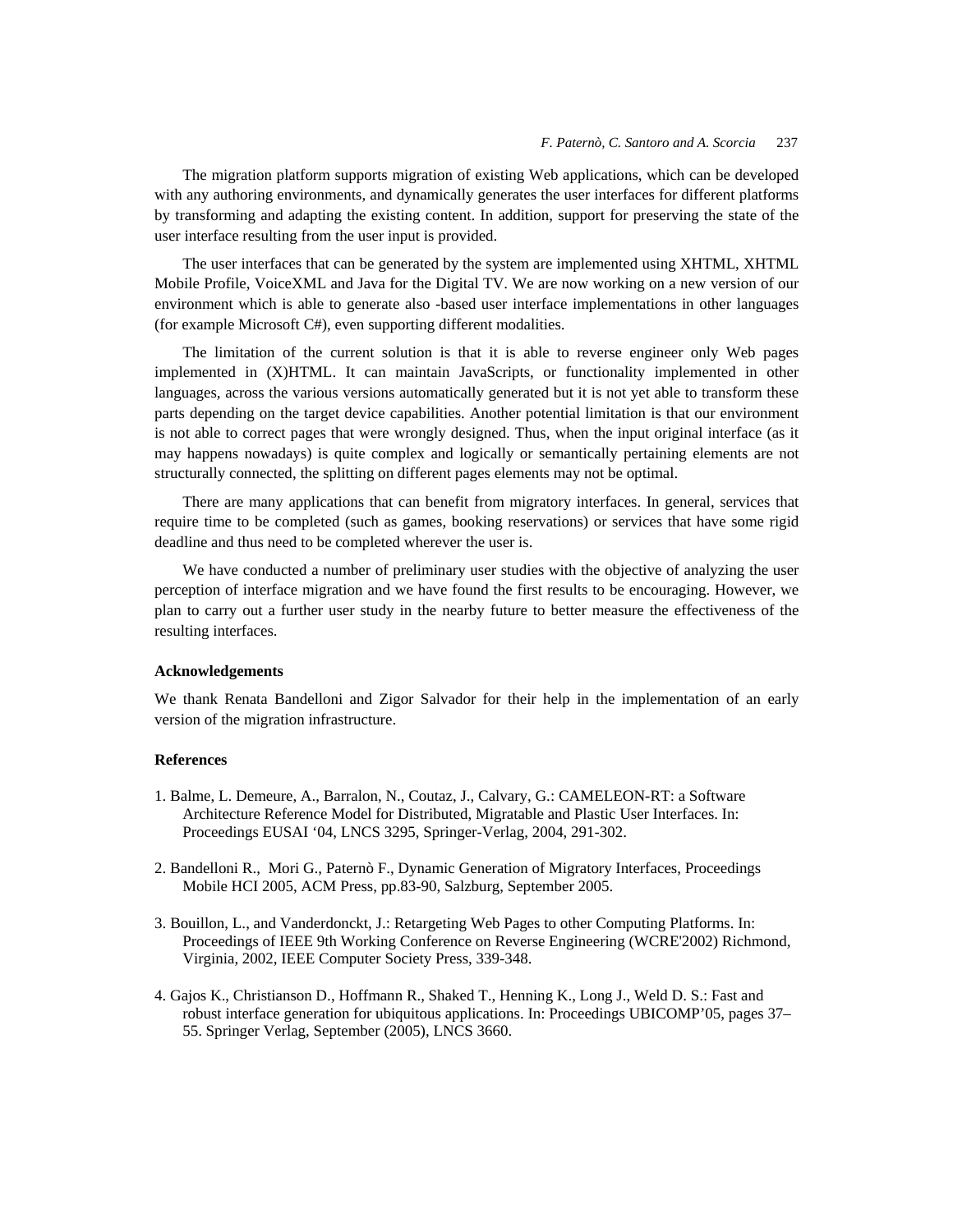The migration platform supports migration of existing Web applications, which can be developed with any authoring environments, and dynamically generates the user interfaces for different platforms by transforming and adapting the existing content. In addition, support for preserving the state of the user interface resulting from the user input is provided.

The user interfaces that can be generated by the system are implemented using XHTML, XHTML Mobile Profile, VoiceXML and Java for the Digital TV. We are now working on a new version of our environment which is able to generate also -based user interface implementations in other languages (for example Microsoft C#), even supporting different modalities.

The limitation of the current solution is that it is able to reverse engineer only Web pages implemented in (X)HTML. It can maintain JavaScripts, or functionality implemented in other languages, across the various versions automatically generated but it is not yet able to transform these parts depending on the target device capabilities. Another potential limitation is that our environment is not able to correct pages that were wrongly designed. Thus, when the input original interface (as it may happens nowadays) is quite complex and logically or semantically pertaining elements are not structurally connected, the splitting on different pages elements may not be optimal.

There are many applications that can benefit from migratory interfaces. In general, services that require time to be completed (such as games, booking reservations) or services that have some rigid deadline and thus need to be completed wherever the user is.

We have conducted a number of preliminary user studies with the objective of analyzing the user perception of interface migration and we have found the first results to be encouraging. However, we plan to carry out a further user study in the nearby future to better measure the effectiveness of the resulting interfaces.

### Acknowledgements

We thank Renata Bandelloni and Zigor Salvador for their help in the implementation of an early version of the migration infrastructure.

### References

1. Balme, L. Demeure, A., Barralon, N., Coutaz, J., Calvary, G.: CAMELEON-RT: a Software Architecture Reference Model for Distributed, Migratable and Plastic User Interfaces. In: Proceedings EUSAI '04, LNCS 3295, Springer-Verlag, 2004, 291-302.

2. Bandelloni R., Mori G., Paternò F., Dynamic Generation of Migratory Interfaces, Proceedings Mobile HCI 2005, ACM Press, pp.83-90, Salzburg, September 2005.

3. Bouillon, L., and Vanderdonckt, J.: Retargeting Web Pages to other Computing Platforms. In: Proceedings of IEEE 9th Working Conference on Reverse Engineering (WCRE'2002) Richmond, Virginia, 2002, IEEE Computer Society Press, 339-348.

4. Gajos K., Christianson D., Hoffmann R., Shaked T., Henning K., Long J., Weld D. S.: Fast and robust interface generation for ubiquitous applications. In: Proceedings UBICOMP'05, pages 37–55. Springer Verlag, September (2005), LNCS 3660.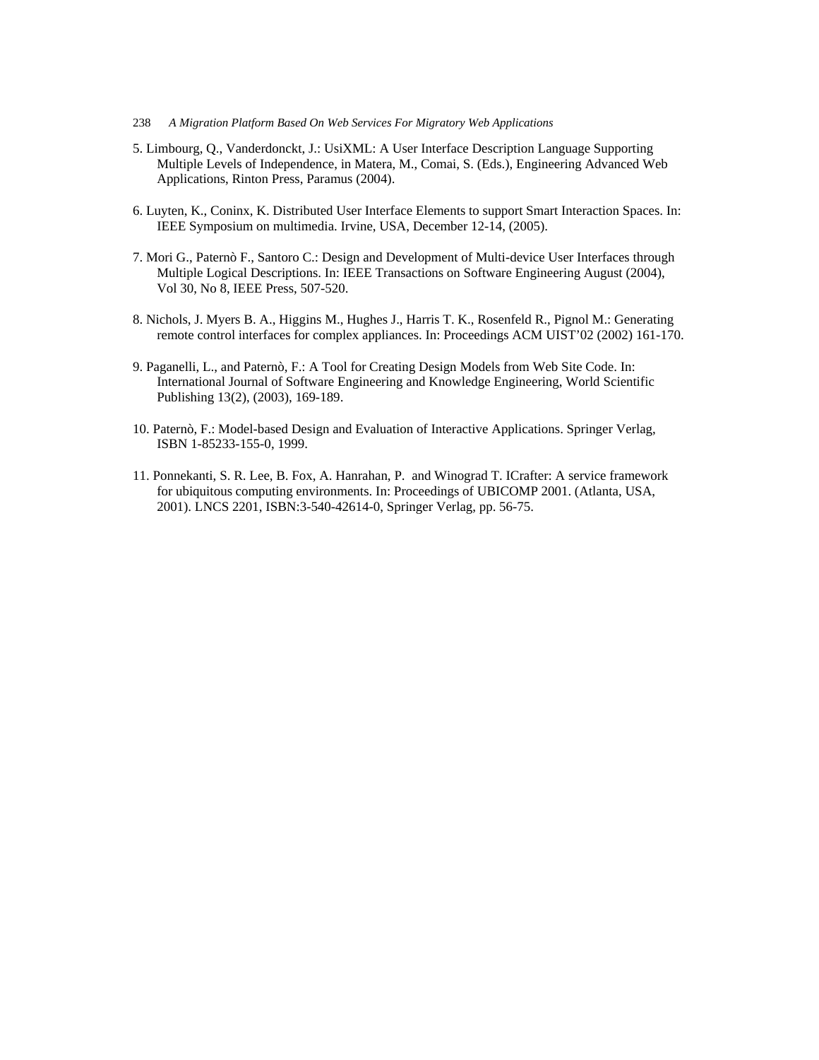5. Limbourg, Q., Vanderdonckt, J.: UsiXML: A User Interface Description Language Supporting Multiple Levels of Independence, in Matera, M., Comai, S. (Eds.), Engineering Advanced Web Applications, Rinton Press, Paramus (2004).

6. Luyten, K., Coninx, K. Distributed User Interface Elements to support Smart Interaction Spaces. In: IEEE Symposium on multimedia. Irvine, USA, December 12-14, (2005).

7. Mori G., Paternò F., Santoro C.: Design and Development of Multi-device User Interfaces through Multiple Logical Descriptions. In: IEEE Transactions on Software Engineering August (2004), Vol 30, No 8, IEEE Press, 507-520.

8. Nichols, J. Myers B. A., Higgins M., Hughes J., Harris T. K., Rosenfeld R., Pignol M.: Generating remote control interfaces for complex appliances. In: Proceedings ACM UIST'02 (2002) 161-170.

9. Paganelli, L., and Paternò, F.: A Tool for Creating Design Models from Web Site Code. In: International Journal of Software Engineering and Knowledge Engineering, World Scientific Publishing 13(2), (2003), 169-189.

10. Paternò, F.: Model-based Design and Evaluation of Interactive Applications. Springer Verlag, ISBN 1-85233-155-0, 1999.

11. Ponnekanti, S. R. Lee, B. Fox, A. Hanrahan, P. and Winograd T. ICrafter: A service framework for ubiquitous computing environments. In: Proceedings of UBICOMP 2001. (Atlanta, USA, 2001). LNCS 2201, ISBN:3-540-42614-0, Springer Verlag, pp. 56-75.